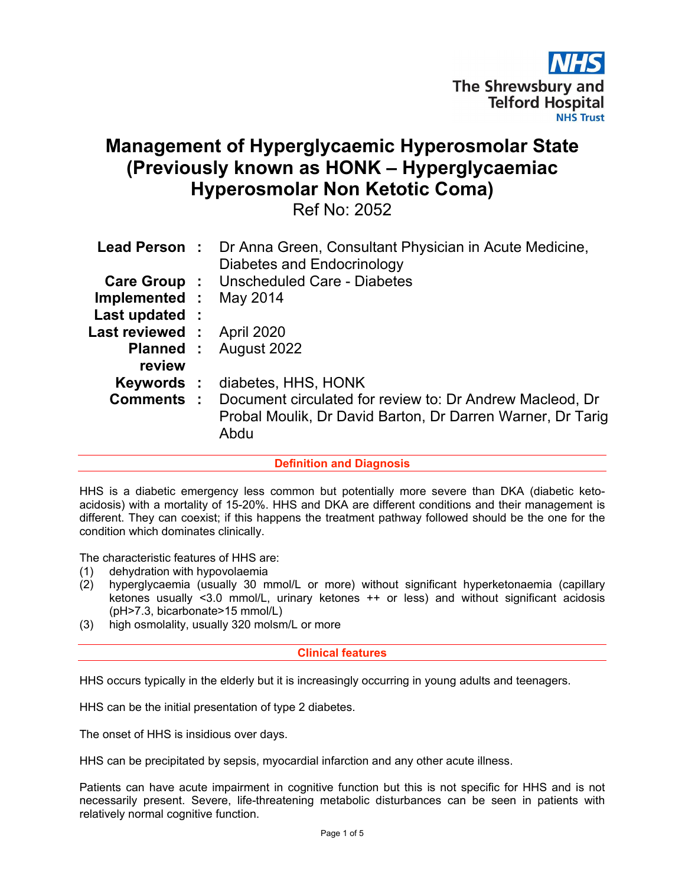The Shrewsbury and Telford Hospital NHS Trust

# Management of Hyperglycaemic Hyperosmolar State (Previously known as HONK – Hyperglycaemiac Hyperosmolar Non Ketotic Coma)

Ref No: 2052

| | | |
|---|---|---|
| **Lead Person** | : | Dr Anna Green, Consultant Physician in Acute Medicine, Diabetes and Endocrinology |
| **Care Group** | : | Unscheduled Care - Diabetes |
| **Implemented** | : | May 2014 |
| **Last updated** | : | |
| **Last reviewed** | : | April 2020 |
| **Planned review** | : | August 2022 |
| **Keywords** | : | diabetes, HHS, HONK |
| **Comments** | : | Document circulated for review to: Dr Andrew Macleod, Dr Probal Moulik, Dr David Barton, Dr Darren Warner, Dr Tarig Abdu |

## Definition and Diagnosis

HHS is a diabetic emergency less common but potentially more severe than DKA (diabetic keto-acidosis) with a mortality of 15-20%. HHS and DKA are different conditions and their management is different. They can coexist; if this happens the treatment pathway followed should be the one for the condition which dominates clinically.

The characteristic features of HHS are:

(1) dehydration with hypovolaemia
(2) hyperglycaemia (usually 30 mmol/L or more) without significant hyperketonaemia (capillary ketones usually <3.0 mmol/L, urinary ketones ++ or less) and without significant acidosis (pH>7.3, bicarbonate>15 mmol/L)
(3) high osmolality, usually 320 molsm/L or more

## Clinical features

HHS occurs typically in the elderly but it is increasingly occurring in young adults and teenagers.

HHS can be the initial presentation of type 2 diabetes.

The onset of HHS is insidious over days.

HHS can be precipitated by sepsis, myocardial infarction and any other acute illness.

Patients can have acute impairment in cognitive function but this is not specific for HHS and is not necessarily present. Severe, life-threatening metabolic disturbances can be seen in patients with relatively normal cognitive function.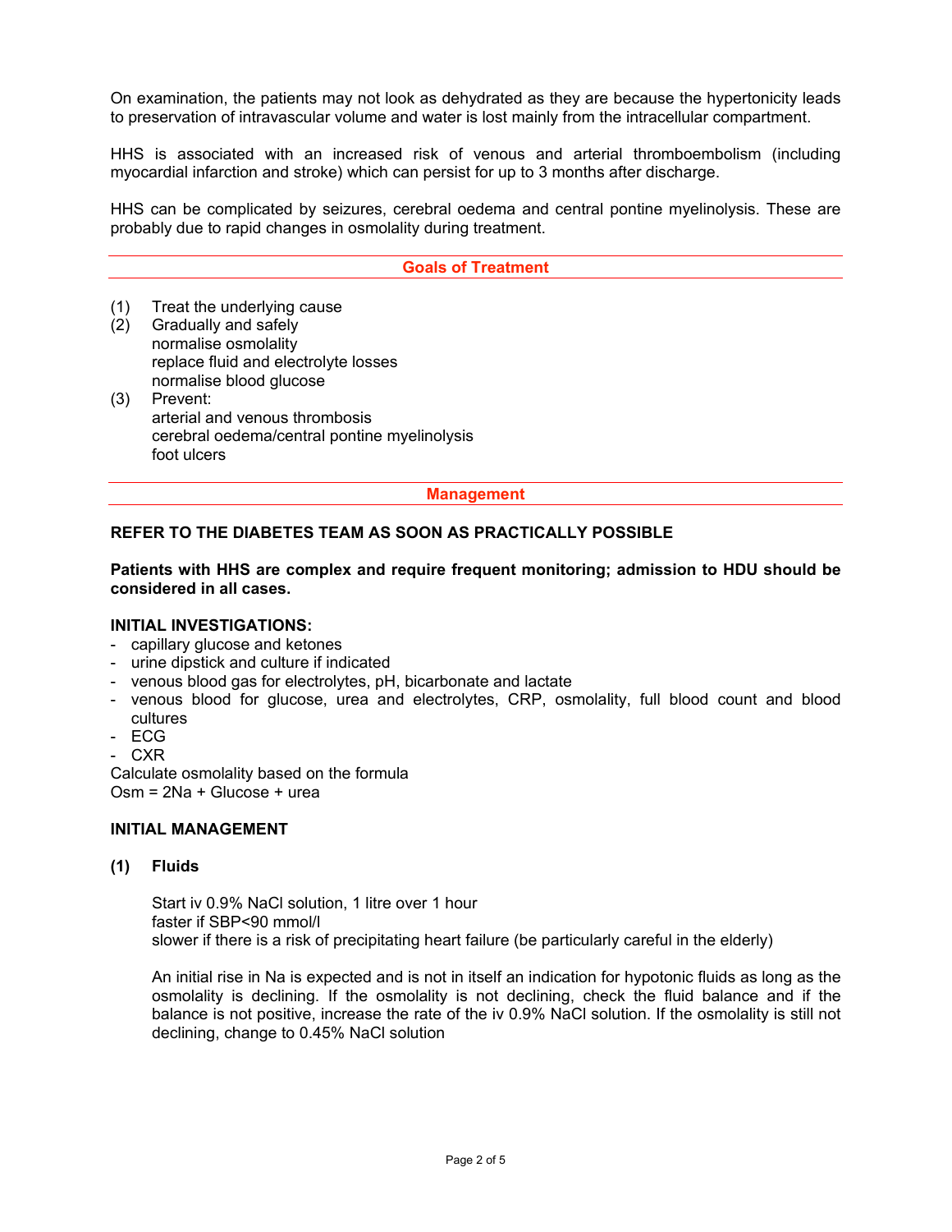On examination, the patients may not look as dehydrated as they are because the hypertonicity leads to preservation of intravascular volume and water is lost mainly from the intracellular compartment.

HHS is associated with an increased risk of venous and arterial thromboembolism (including myocardial infarction and stroke) which can persist for up to 3 months after discharge.

HHS can be complicated by seizures, cerebral oedema and central pontine myelinolysis. These are probably due to rapid changes in osmolality during treatment.

## Goals of Treatment

(1) Treat the underlying cause

(2) Gradually and safely
  - normalise osmolality
  - replace fluid and electrolyte losses
  - normalise blood glucose

(3) Prevent:
  - arterial and venous thrombosis
  - cerebral oedema/central pontine myelinolysis
  - foot ulcers

## Management

**REFER TO THE DIABETES TEAM AS SOON AS PRACTICALLY POSSIBLE**

**Patients with HHS are complex and require frequent monitoring; admission to HDU should be considered in all cases.**

**INITIAL INVESTIGATIONS:**

- capillary glucose and ketones
- urine dipstick and culture if indicated
- venous blood gas for electrolytes, pH, bicarbonate and lactate
- venous blood for glucose, urea and electrolytes, CRP, osmolality, full blood count and blood cultures
- ECG
- CXR

Calculate osmolality based on the formula
Osm = 2Na + Glucose + urea

**INITIAL MANAGEMENT**

**(1) Fluids**

Start iv 0.9% NaCl solution, 1 litre over 1 hour
faster if SBP<90 mmol/l
slower if there is a risk of precipitating heart failure (be particularly careful in the elderly)

An initial rise in Na is expected and is not in itself an indication for hypotonic fluids as long as the osmolality is declining. If the osmolality is not declining, check the fluid balance and if the balance is not positive, increase the rate of the iv 0.9% NaCl solution. If the osmolality is still not declining, change to 0.45% NaCl solution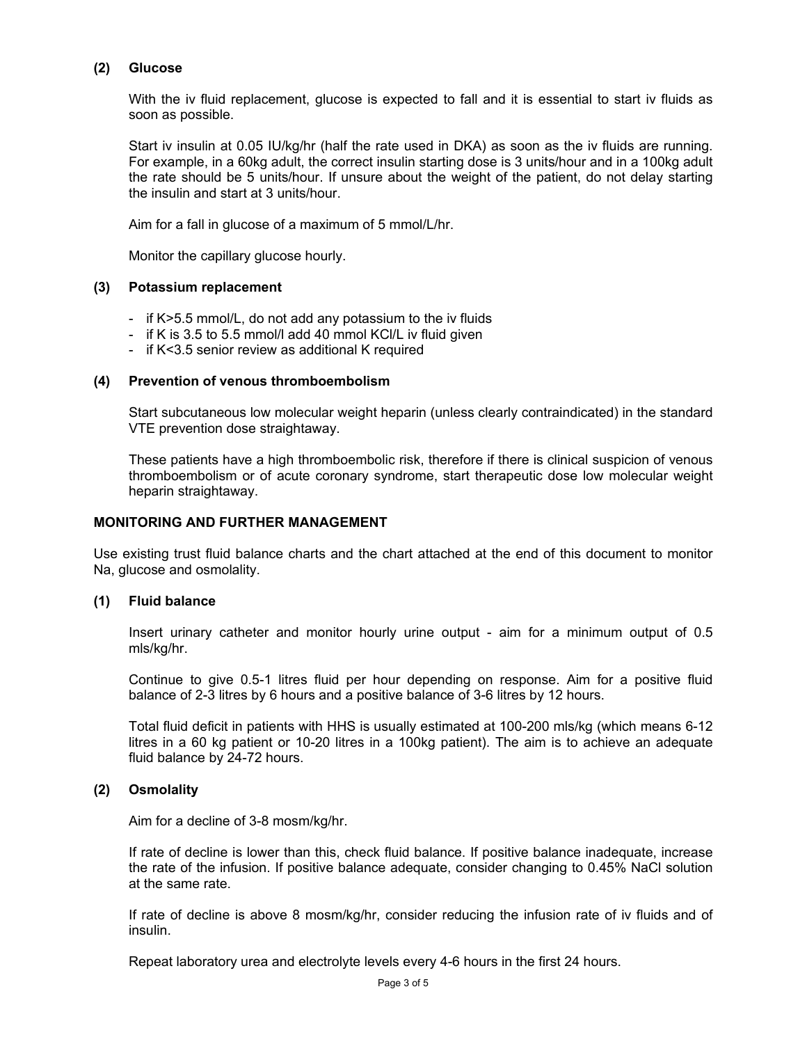### (2) Glucose

With the iv fluid replacement, glucose is expected to fall and it is essential to start iv fluids as soon as possible.

Start iv insulin at 0.05 IU/kg/hr (half the rate used in DKA) as soon as the iv fluids are running. For example, in a 60kg adult, the correct insulin starting dose is 3 units/hour and in a 100kg adult the rate should be 5 units/hour. If unsure about the weight of the patient, do not delay starting the insulin and start at 3 units/hour.

Aim for a fall in glucose of a maximum of 5 mmol/L/hr.

Monitor the capillary glucose hourly.

### (3) Potassium replacement

- if K>5.5 mmol/L, do not add any potassium to the iv fluids
- if K is 3.5 to 5.5 mmol/l add 40 mmol KCl/L iv fluid given
- if K<3.5 senior review as additional K required

### (4) Prevention of venous thromboembolism

Start subcutaneous low molecular weight heparin (unless clearly contraindicated) in the standard VTE prevention dose straightaway.

These patients have a high thromboembolic risk, therefore if there is clinical suspicion of venous thromboembolism or of acute coronary syndrome, start therapeutic dose low molecular weight heparin straightaway.

## MONITORING AND FURTHER MANAGEMENT

Use existing trust fluid balance charts and the chart attached at the end of this document to monitor Na, glucose and osmolality.

### (1) Fluid balance

Insert urinary catheter and monitor hourly urine output - aim for a minimum output of 0.5 mls/kg/hr.

Continue to give 0.5-1 litres fluid per hour depending on response. Aim for a positive fluid balance of 2-3 litres by 6 hours and a positive balance of 3-6 litres by 12 hours.

Total fluid deficit in patients with HHS is usually estimated at 100-200 mls/kg (which means 6-12 litres in a 60 kg patient or 10-20 litres in a 100kg patient). The aim is to achieve an adequate fluid balance by 24-72 hours.

### (2) Osmolality

Aim for a decline of 3-8 mosm/kg/hr.

If rate of decline is lower than this, check fluid balance. If positive balance inadequate, increase the rate of the infusion. If positive balance adequate, consider changing to 0.45% NaCl solution at the same rate.

If rate of decline is above 8 mosm/kg/hr, consider reducing the infusion rate of iv fluids and of insulin.

Repeat laboratory urea and electrolyte levels every 4-6 hours in the first 24 hours.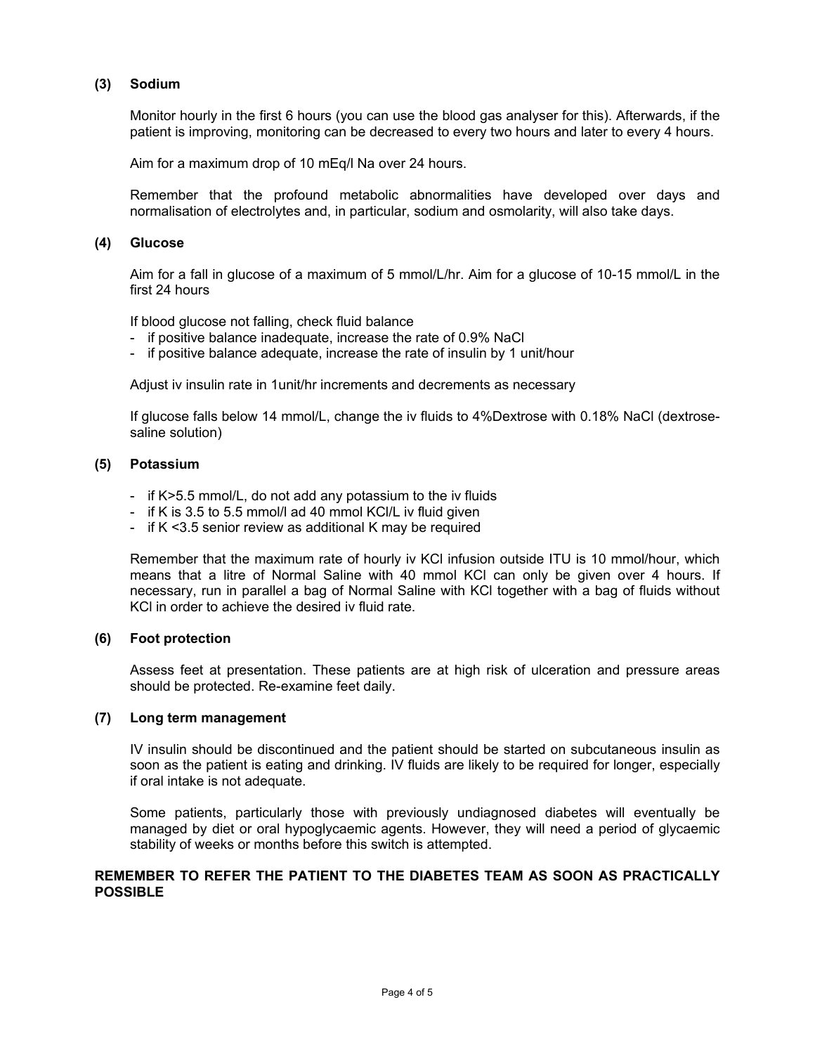### (3) Sodium

Monitor hourly in the first 6 hours (you can use the blood gas analyser for this). Afterwards, if the patient is improving, monitoring can be decreased to every two hours and later to every 4 hours.

Aim for a maximum drop of 10 mEq/l Na over 24 hours.

Remember that the profound metabolic abnormalities have developed over days and normalisation of electrolytes and, in particular, sodium and osmolarity, will also take days.

### (4) Glucose

Aim for a fall in glucose of a maximum of 5 mmol/L/hr. Aim for a glucose of 10-15 mmol/L in the first 24 hours

If blood glucose not falling, check fluid balance

- if positive balance inadequate, increase the rate of 0.9% NaCl
- if positive balance adequate, increase the rate of insulin by 1 unit/hour

Adjust iv insulin rate in 1unit/hr increments and decrements as necessary

If glucose falls below 14 mmol/L, change the iv fluids to 4%Dextrose with 0.18% NaCl (dextrose-saline solution)

### (5) Potassium

- if K>5.5 mmol/L, do not add any potassium to the iv fluids
- if K is 3.5 to 5.5 mmol/l ad 40 mmol KCl/L iv fluid given
- if K <3.5 senior review as additional K may be required

Remember that the maximum rate of hourly iv KCl infusion outside ITU is 10 mmol/hour, which means that a litre of Normal Saline with 40 mmol KCl can only be given over 4 hours. If necessary, run in parallel a bag of Normal Saline with KCl together with a bag of fluids without KCl in order to achieve the desired iv fluid rate.

### (6) Foot protection

Assess feet at presentation. These patients are at high risk of ulceration and pressure areas should be protected. Re-examine feet daily.

### (7) Long term management

IV insulin should be discontinued and the patient should be started on subcutaneous insulin as soon as the patient is eating and drinking. IV fluids are likely to be required for longer, especially if oral intake is not adequate.

Some patients, particularly those with previously undiagnosed diabetes will eventually be managed by diet or oral hypoglycaemic agents. However, they will need a period of glycaemic stability of weeks or months before this switch is attempted.

**REMEMBER TO REFER THE PATIENT TO THE DIABETES TEAM AS SOON AS PRACTICALLY POSSIBLE**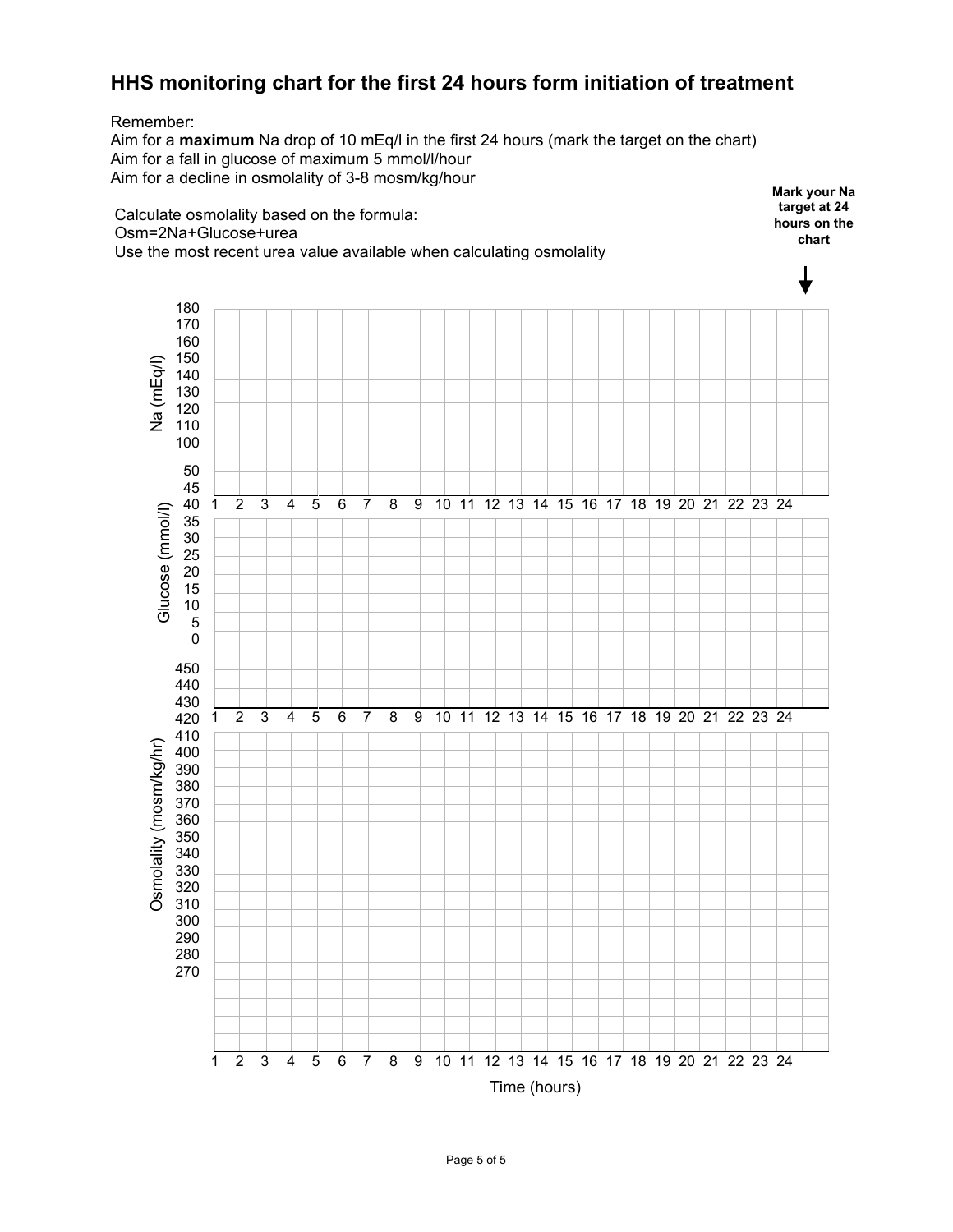# HHS monitoring chart for the first 24 hours form initiation of treatment

Remember:

Aim for a **maximum** Na drop of 10 mEq/l in the first 24 hours (mark the target on the chart)

Aim for a fall in glucose of maximum 5 mmol/l/hour

Aim for a decline in osmolality of 3-8 mosm/kg/hour

Calculate osmolality based on the formula:

Osm=2Na+Glucose+urea

Use the most recent urea value available when calculating osmolality

**Mark your Na target at 24 hours on the chart**

Na (mEq/l)

180
170
160
150
140
130
120
110
100
50
45
40

1 2 3 4 5 6 7 8 9 10 11 12 13 14 15 16 17 18 19 20 21 22 23 24

Glucose (mmol/l)

35
30
25
20
15
10
5
0
450
440
430
420

1 2 3 4 5 6 7 8 9 10 11 12 13 14 15 16 17 18 19 20 21 22 23 24

Osmolality (mosm/kg/hr)

410
400
390
380
370
360
350
340
330
320
310
300
290
280
270

1 2 3 4 5 6 7 8 9 10 11 12 13 14 15 16 17 18 19 20 21 22 23 24

Time (hours)